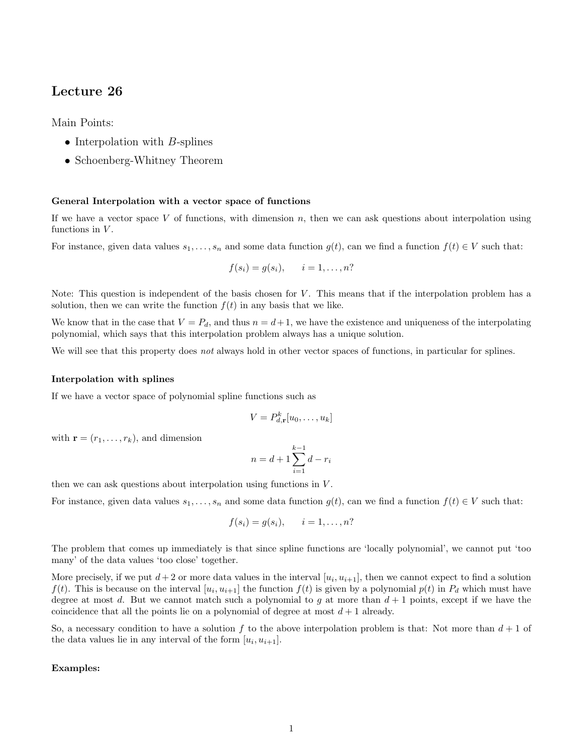# Lecture 26

Main Points:

- Interpolation with $B$-splines
- Schoenberg-Whitney Theorem

**General Interpolation with a vector space of functions**

If we have a vector space $V$ of functions, with dimension $n$, then we can ask questions about interpolation using functions in $V$.

For instance, given data values $s_1, \ldots, s_n$ and some data function $g(t)$, can we find a function $f(t) \in V$ such that:

$$f(s_i) = g(s_i), \qquad i = 1, \ldots, n?$$

Note: This question is independent of the basis chosen for $V$. This means that if the interpolation problem has a solution, then we can write the function $f(t)$ in any basis that we like.

We know that in the case that $V = P_d$, and thus $n = d+1$, we have the existence and uniqueness of the interpolating polynomial, which says that this interpolation problem always has a unique solution.

We will see that this property does *not* always hold in other vector spaces of functions, in particular for splines.

**Interpolation with splines**

If we have a vector space of polynomial spline functions such as

$$V = P^k_{d,\mathbf{r}}[u_0, \ldots, u_k]$$

with $\mathbf{r} = (r_1, \ldots, r_k)$, and dimension

$$n = d + 1 \sum_{i=1}^{k-1} d - r_i$$

then we can ask questions about interpolation using functions in $V$.

For instance, given data values $s_1, \ldots, s_n$ and some data function $g(t)$, can we find a function $f(t) \in V$ such that:

$$f(s_i) = g(s_i), \qquad i = 1, \ldots, n?$$

The problem that comes up immediately is that since spline functions are 'locally polynomial', we cannot put 'too many' of the data values 'too close' together.

More precisely, if we put $d+2$ or more data values in the interval $[u_i, u_{i+1}]$, then we cannot expect to find a solution $f(t)$. This is because on the interval $[u_i, u_{i+1}]$ the function $f(t)$ is given by a polynomial $p(t)$ in $P_d$ which must have degree at most $d$. But we cannot match such a polynomial to $g$ at more than $d+1$ points, except if we have the coincidence that all the points lie on a polynomial of degree at most $d+1$ already.

So, a necessary condition to have a solution $f$ to the above interpolation problem is that: Not more than $d+1$ of the data values lie in any interval of the form $[u_i, u_{i+1}]$.

**Examples:**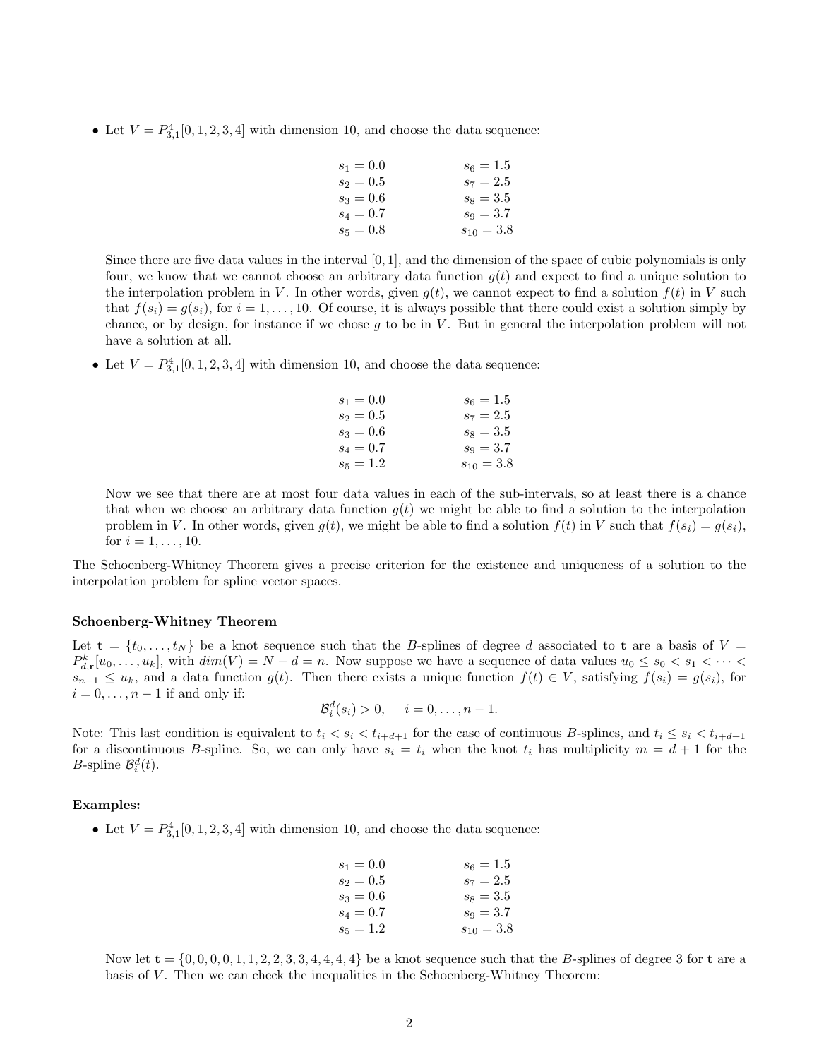- Let $V = P^4_{3,1}[0, 1, 2, 3, 4]$ with dimension 10, and choose the data sequence:

$$
\begin{array}{ll}
s_1 = 0.0 & s_6 = 1.5 \\
s_2 = 0.5 & s_7 = 2.5 \\
s_3 = 0.6 & s_8 = 3.5 \\
s_4 = 0.7 & s_9 = 3.7 \\
s_5 = 0.8 & s_{10} = 3.8
\end{array}
$$

  Since there are five data values in the interval $[0, 1]$, and the dimension of the space of cubic polynomials is only four, we know that we cannot choose an arbitrary data function $g(t)$ and expect to find a unique solution to the interpolation problem in $V$. In other words, given $g(t)$, we cannot expect to find a solution $f(t)$ in $V$ such that $f(s_i) = g(s_i)$, for $i = 1, \ldots, 10$. Of course, it is always possible that there could exist a solution simply by chance, or by design, for instance if we chose $g$ to be in $V$. But in general the interpolation problem will not have a solution at all.

- Let $V = P^4_{3,1}[0, 1, 2, 3, 4]$ with dimension 10, and choose the data sequence:

$$
\begin{array}{ll}
s_1 = 0.0 & s_6 = 1.5 \\
s_2 = 0.5 & s_7 = 2.5 \\
s_3 = 0.6 & s_8 = 3.5 \\
s_4 = 0.7 & s_9 = 3.7 \\
s_5 = 1.2 & s_{10} = 3.8
\end{array}
$$

  Now we see that there are at most four data values in each of the sub-intervals, so at least there is a chance that when we choose an arbitrary data function $g(t)$ we might be able to find a solution to the interpolation problem in $V$. In other words, given $g(t)$, we might be able to find a solution $f(t)$ in $V$ such that $f(s_i) = g(s_i)$, for $i = 1, \ldots, 10$.

The Schoenberg-Whitney Theorem gives a precise criterion for the existence and uniqueness of a solution to the interpolation problem for spline vector spaces.

### Schoenberg-Whitney Theorem

Let $\mathbf{t} = \{t_0, \ldots, t_N\}$ be a knot sequence such that the $B$-splines of degree $d$ associated to $\mathbf{t}$ are a basis of $V = P^k_{d,\mathbf{r}}[u_0, \ldots, u_k]$, with $dim(V) = N - d = n$. Now suppose we have a sequence of data values $u_0 \le s_0 < s_1 < \cdots < s_{n-1} \le u_k$, and a data function $g(t)$. Then there exists a unique function $f(t) \in V$, satisfying $f(s_i) = g(s_i)$, for $i = 0, \ldots, n-1$ if and only if:

$$\mathcal{B}^d_i(s_i) > 0, \quad i = 0, \ldots, n-1.$$

Note: This last condition is equivalent to $t_i < s_i < t_{i+d+1}$ for the case of continuous $B$-splines, and $t_i \le s_i < t_{i+d+1}$ for a discontinuous $B$-spline. So, we can only have $s_i = t_i$ when the knot $t_i$ has multiplicity $m = d + 1$ for the $B$-spline $\mathcal{B}^d_i(t)$.

### Examples:

- Let $V = P^4_{3,1}[0, 1, 2, 3, 4]$ with dimension 10, and choose the data sequence:

$$
\begin{array}{ll}
s_1 = 0.0 & s_6 = 1.5 \\
s_2 = 0.5 & s_7 = 2.5 \\
s_3 = 0.6 & s_8 = 3.5 \\
s_4 = 0.7 & s_9 = 3.7 \\
s_5 = 1.2 & s_{10} = 3.8
\end{array}
$$

  Now let $\mathbf{t} = \{0, 0, 0, 0, 1, 1, 2, 2, 3, 3, 4, 4, 4, 4\}$ be a knot sequence such that the $B$-splines of degree 3 for $\mathbf{t}$ are a basis of $V$. Then we can check the inequalities in the Schoenberg-Whitney Theorem: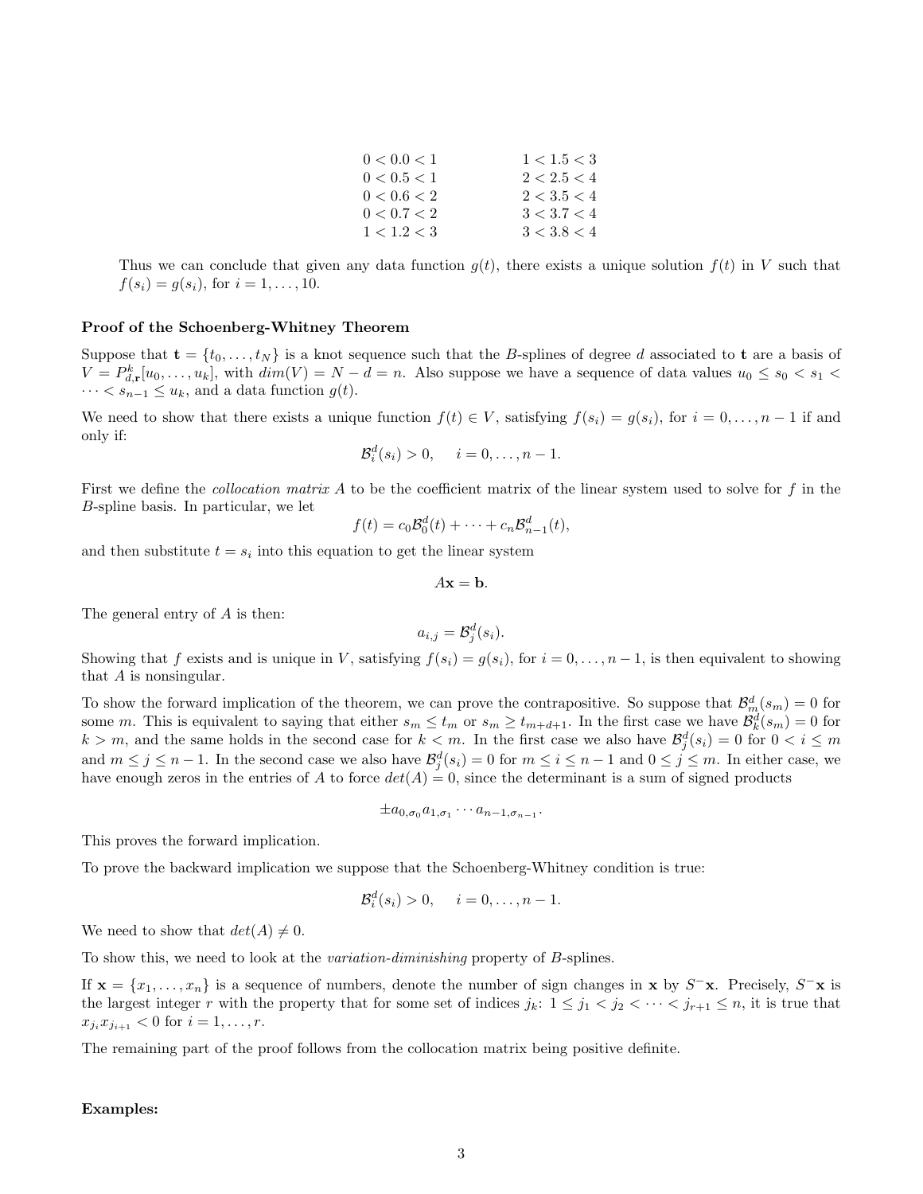| | |
|---|---|
| $0 < 0.0 < 1$ | $1 < 1.5 < 3$ |
| $0 < 0.5 < 1$ | $2 < 2.5 < 4$ |
| $0 < 0.6 < 2$ | $2 < 3.5 < 4$ |
| $0 < 0.7 < 2$ | $3 < 3.7 < 4$ |
| $1 < 1.2 < 3$ | $3 < 3.8 < 4$ |

Thus we can conclude that given any data function $g(t)$, there exists a unique solution $f(t)$ in $V$ such that $f(s_i) = g(s_i)$, for $i = 1, \ldots, 10$.

**Proof of the Schoenberg-Whitney Theorem**

Suppose that $\mathbf{t} = \{t_0, \ldots, t_N\}$ is a knot sequence such that the $B$-splines of degree $d$ associated to $\mathbf{t}$ are a basis of $V = P^k_{d,\mathbf{r}}[u_0, \ldots, u_k]$, with $dim(V) = N - d = n$. Also suppose we have a sequence of data values $u_0 \leq s_0 < s_1 < \cdots < s_{n-1} \leq u_k$, and a data function $g(t)$.

We need to show that there exists a unique function $f(t) \in V$, satisfying $f(s_i) = g(s_i)$, for $i = 0, \ldots, n-1$ if and only if:

$$\mathcal{B}^d_i(s_i) > 0, \quad i = 0, \ldots, n-1.$$

First we define the *collocation matrix* $A$ to be the coefficient matrix of the linear system used to solve for $f$ in the $B$-spline basis. In particular, we let

$$f(t) = c_0\mathcal{B}^d_0(t) + \cdots + c_n\mathcal{B}^d_{n-1}(t),$$

and then substitute $t = s_i$ into this equation to get the linear system

$$A\mathbf{x} = \mathbf{b}.$$

The general entry of $A$ is then:

$$a_{i,j} = \mathcal{B}^d_j(s_i).$$

Showing that $f$ exists and is unique in $V$, satisfying $f(s_i) = g(s_i)$, for $i = 0, \ldots, n-1$, is then equivalent to showing that $A$ is nonsingular.

To show the forward implication of the theorem, we can prove the contrapositive. So suppose that $\mathcal{B}^d_m(s_m) = 0$ for some $m$. This is equivalent to saying that either $s_m \leq t_m$ or $s_m \geq t_{m+d+1}$. In the first case we have $\mathcal{B}^d_k(s_m) = 0$ for $k > m$, and the same holds in the second case for $k < m$. In the first case we also have $\mathcal{B}^d_j(s_i) = 0$ for $0 < i \leq m$ and $m \leq j \leq n-1$. In the second case we also have $\mathcal{B}^d_j(s_i) = 0$ for $m \leq i \leq n-1$ and $0 \leq j \leq m$. In either case, we have enough zeros in the entries of $A$ to force $det(A) = 0$, since the determinant is a sum of signed products

$$\pm a_{0,\sigma_0} a_{1,\sigma_1} \cdots a_{n-1,\sigma_{n-1}}.$$

This proves the forward implication.

To prove the backward implication we suppose that the Schoenberg-Whitney condition is true:

$$\mathcal{B}^d_i(s_i) > 0, \quad i = 0, \ldots, n-1.$$

We need to show that $det(A) \neq 0$.

To show this, we need to look at the *variation-diminishing* property of $B$-splines.

If $\mathbf{x} = \{x_1, \ldots, x_n\}$ is a sequence of numbers, denote the number of sign changes in $\mathbf{x}$ by $S^-\mathbf{x}$. Precisely, $S^-\mathbf{x}$ is the largest integer $r$ with the property that for some set of indices $j_k$: $1 \leq j_1 < j_2 < \cdots < j_{r+1} \leq n$, it is true that $x_{j_i} x_{j_{i+1}} < 0$ for $i = 1, \ldots, r$.

The remaining part of the proof follows from the collocation matrix being positive definite.

**Examples:**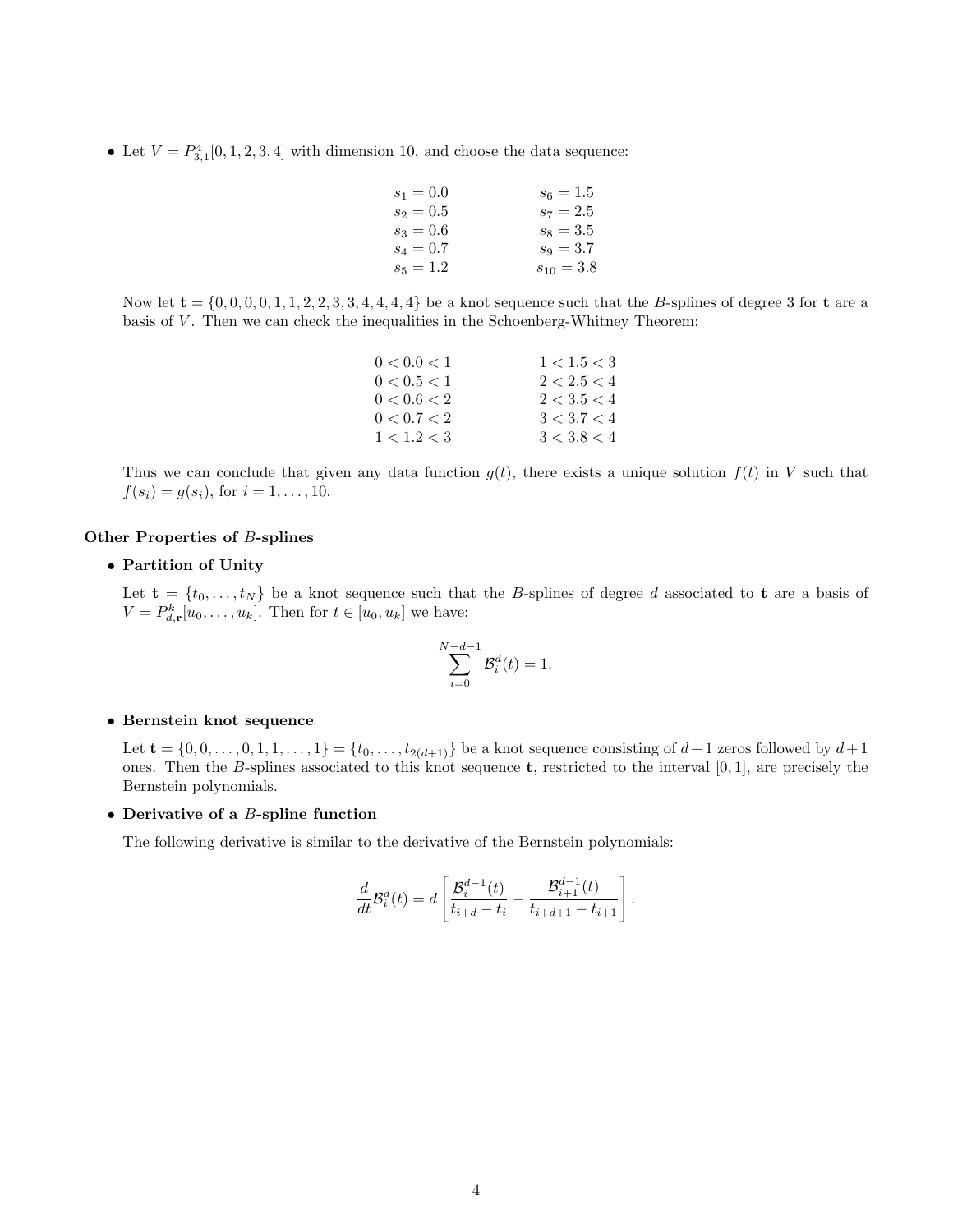- Let $V = P^4_{3,1}[0,1,2,3,4]$ with dimension 10, and choose the data sequence:

$$
\begin{array}{ll}
s_1 = 0.0 & s_6 = 1.5 \\
s_2 = 0.5 & s_7 = 2.5 \\
s_3 = 0.6 & s_8 = 3.5 \\
s_4 = 0.7 & s_9 = 3.7 \\
s_5 = 1.2 & s_{10} = 3.8
\end{array}
$$

Now let $\mathbf{t} = \{0,0,0,0,1,1,2,2,3,3,4,4,4,4\}$ be a knot sequence such that the $B$-splines of degree 3 for $\mathbf{t}$ are a basis of $V$. Then we can check the inequalities in the Schoenberg-Whitney Theorem:

$$
\begin{array}{ll}
0 < 0.0 < 1 & 1 < 1.5 < 3 \\
0 < 0.5 < 1 & 2 < 2.5 < 4 \\
0 < 0.6 < 2 & 2 < 3.5 < 4 \\
0 < 0.7 < 2 & 3 < 3.7 < 4 \\
1 < 1.2 < 3 & 3 < 3.8 < 4
\end{array}
$$

Thus we can conclude that given any data function $g(t)$, there exists a unique solution $f(t)$ in $V$ such that $f(s_i) = g(s_i)$, for $i = 1, \ldots, 10$.

**Other Properties of $B$-splines**

- **Partition of Unity**

  Let $\mathbf{t} = \{t_0, \ldots, t_N\}$ be a knot sequence such that the $B$-splines of degree $d$ associated to $\mathbf{t}$ are a basis of $V = P^k_{d,\mathbf{r}}[u_0, \ldots, u_k]$. Then for $t \in [u_0, u_k]$ we have:

$$\sum_{i=0}^{N-d-1} \mathcal{B}^d_i(t) = 1.$$

- **Bernstein knot sequence**

  Let $\mathbf{t} = \{0, 0, \ldots, 0, 1, 1, \ldots, 1\} = \{t_0, \ldots, t_{2(d+1)}\}$ be a knot sequence consisting of $d+1$ zeros followed by $d+1$ ones. Then the $B$-splines associated to this knot sequence $\mathbf{t}$, restricted to the interval $[0,1]$, are precisely the Bernstein polynomials.

- **Derivative of a $B$-spline function**

  The following derivative is similar to the derivative of the Bernstein polynomials:

$$\frac{d}{dt}\mathcal{B}^d_i(t) = d\left[\frac{\mathcal{B}^{d-1}_i(t)}{t_{i+d} - t_i} - \frac{\mathcal{B}^{d-1}_{i+1}(t)}{t_{i+d+1} - t_{i+1}}\right].$$